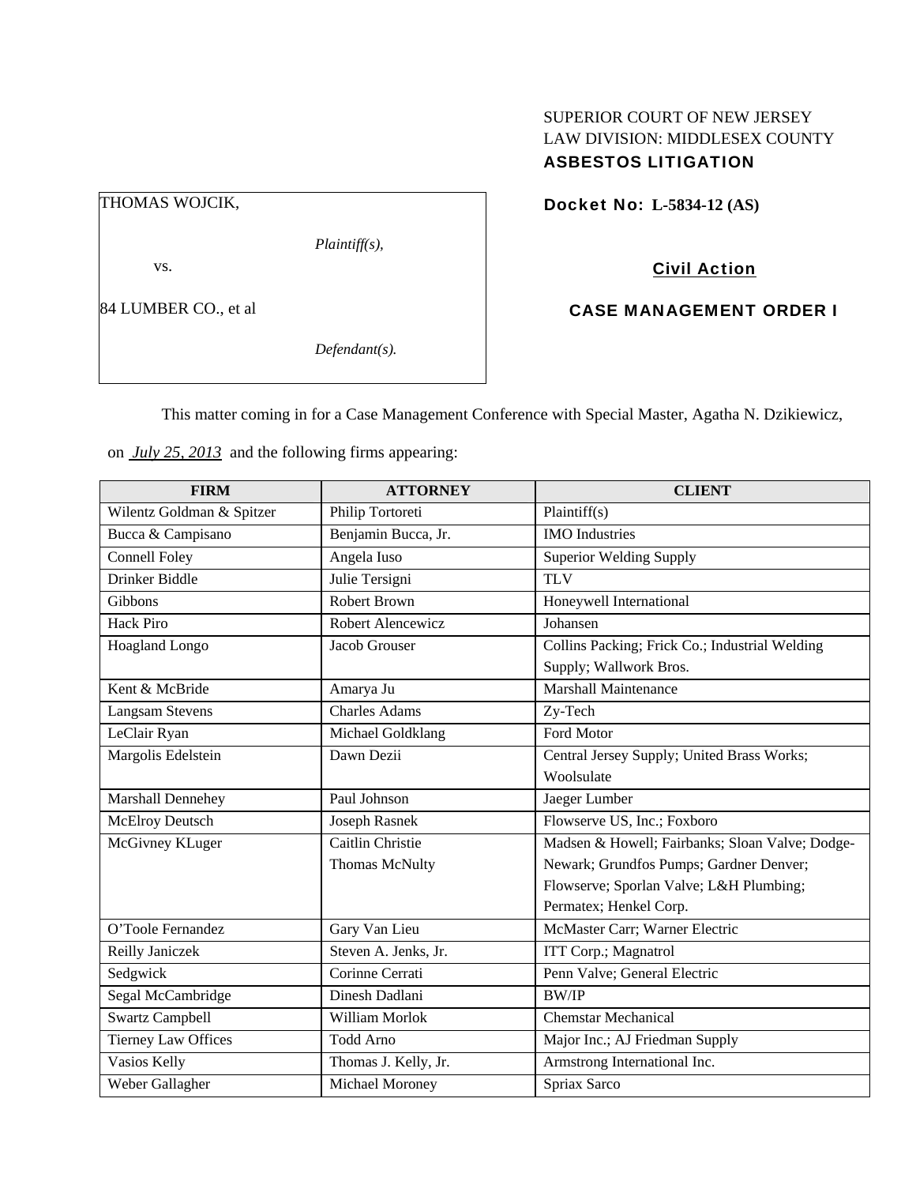SUPERIOR COURT OF NEW JERSEY
LAW DIVISION: MIDDLESEX COUNTY
**ASBESTOS LITIGATION**

THOMAS WOJCIK,

*Plaintiff(s),*

vs.

84 LUMBER CO., et al

*Defendant(s).*

**Docket No: L-5834-12 (AS)**

**Civil Action**

**CASE MANAGEMENT ORDER I**

This matter coming in for a Case Management Conference with Special Master, Agatha N. Dzikiewicz, on *July 25, 2013* and the following firms appearing:

| FIRM | ATTORNEY | CLIENT |
|---|---|---|
| Wilentz Goldman & Spitzer | Philip Tortoreti | Plaintiff(s) |
| Bucca & Campisano | Benjamin Bucca, Jr. | IMO Industries |
| Connell Foley | Angela Iuso | Superior Welding Supply |
| Drinker Biddle | Julie Tersigni | TLV |
| Gibbons | Robert Brown | Honeywell International |
| Hack Piro | Robert Alencewicz | Johansen |
| Hoagland Longo | Jacob Grouser | Collins Packing; Frick Co.; Industrial Welding Supply; Wallwork Bros. |
| Kent & McBride | Amarya Ju | Marshall Maintenance |
| Langsam Stevens | Charles Adams | Zy-Tech |
| LeClair Ryan | Michael Goldklang | Ford Motor |
| Margolis Edelstein | Dawn Dezii | Central Jersey Supply; United Brass Works; Woolsulate |
| Marshall Dennehey | Paul Johnson | Jaeger Lumber |
| McElroy Deutsch | Joseph Rasnek | Flowserve US, Inc.; Foxboro |
| McGivney KLuger | Caitlin Christie<br>Thomas McNulty | Madsen & Howell; Fairbanks; Sloan Valve; Dodge-Newark; Grundfos Pumps; Gardner Denver; Flowserve; Sporlan Valve; L&H Plumbing; Permatex; Henkel Corp. |
| O'Toole Fernandez | Gary Van Lieu | McMaster Carr; Warner Electric |
| Reilly Janiczek | Steven A. Jenks, Jr. | ITT Corp.; Magnatrol |
| Sedgwick | Corinne Cerrati | Penn Valve; General Electric |
| Segal McCambridge | Dinesh Dadlani | BW/IP |
| Swartz Campbell | William Morlok | Chemstar Mechanical |
| Tierney Law Offices | Todd Arno | Major Inc.; AJ Friedman Supply |
| Vasios Kelly | Thomas J. Kelly, Jr. | Armstrong International Inc. |
| Weber Gallagher | Michael Moroney | Spriax Sarco |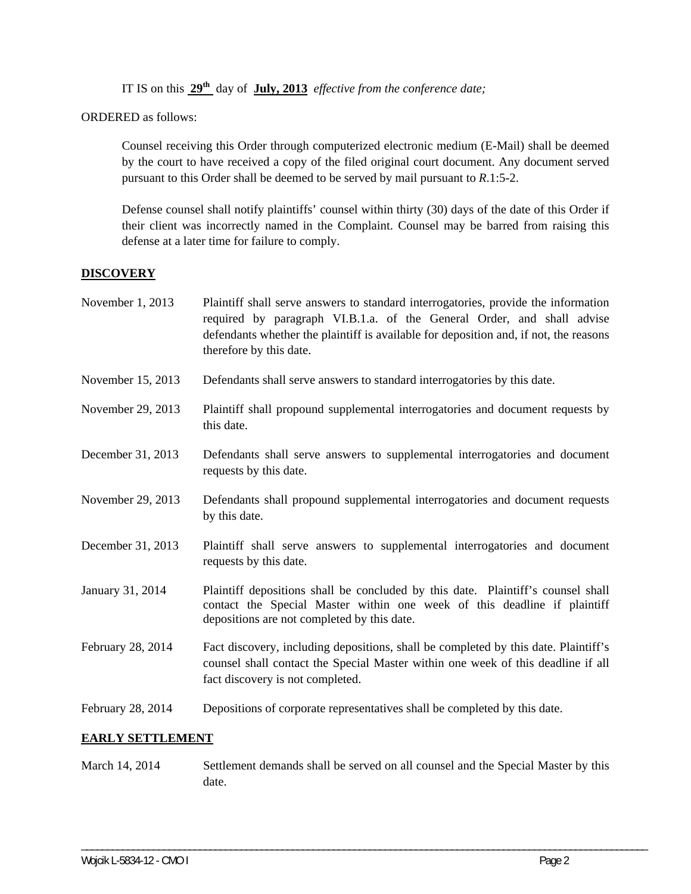IT IS on this **29th** day of **July, 2013** *effective from the conference date;*

ORDERED as follows:

Counsel receiving this Order through computerized electronic medium (E-Mail) shall be deemed by the court to have received a copy of the filed original court document. Any document served pursuant to this Order shall be deemed to be served by mail pursuant to *R.*1:5-2.

Defense counsel shall notify plaintiffs' counsel within thirty (30) days of the date of this Order if their client was incorrectly named in the Complaint. Counsel may be barred from raising this defense at a later time for failure to comply.

## DISCOVERY

| | |
|---|---|
| November 1, 2013 | Plaintiff shall serve answers to standard interrogatories, provide the information required by paragraph VI.B.1.a. of the General Order, and shall advise defendants whether the plaintiff is available for deposition and, if not, the reasons therefore by this date. |
| November 15, 2013 | Defendants shall serve answers to standard interrogatories by this date. |
| November 29, 2013 | Plaintiff shall propound supplemental interrogatories and document requests by this date. |
| December 31, 2013 | Defendants shall serve answers to supplemental interrogatories and document requests by this date. |
| November 29, 2013 | Defendants shall propound supplemental interrogatories and document requests by this date. |
| December 31, 2013 | Plaintiff shall serve answers to supplemental interrogatories and document requests by this date. |
| January 31, 2014 | Plaintiff depositions shall be concluded by this date. Plaintiff's counsel shall contact the Special Master within one week of this deadline if plaintiff depositions are not completed by this date. |
| February 28, 2014 | Fact discovery, including depositions, shall be completed by this date. Plaintiff's counsel shall contact the Special Master within one week of this deadline if all fact discovery is not completed. |
| February 28, 2014 | Depositions of corporate representatives shall be completed by this date. |

## EARLY SETTLEMENT

| | |
|---|---|
| March 14, 2014 | Settlement demands shall be served on all counsel and the Special Master by this date. |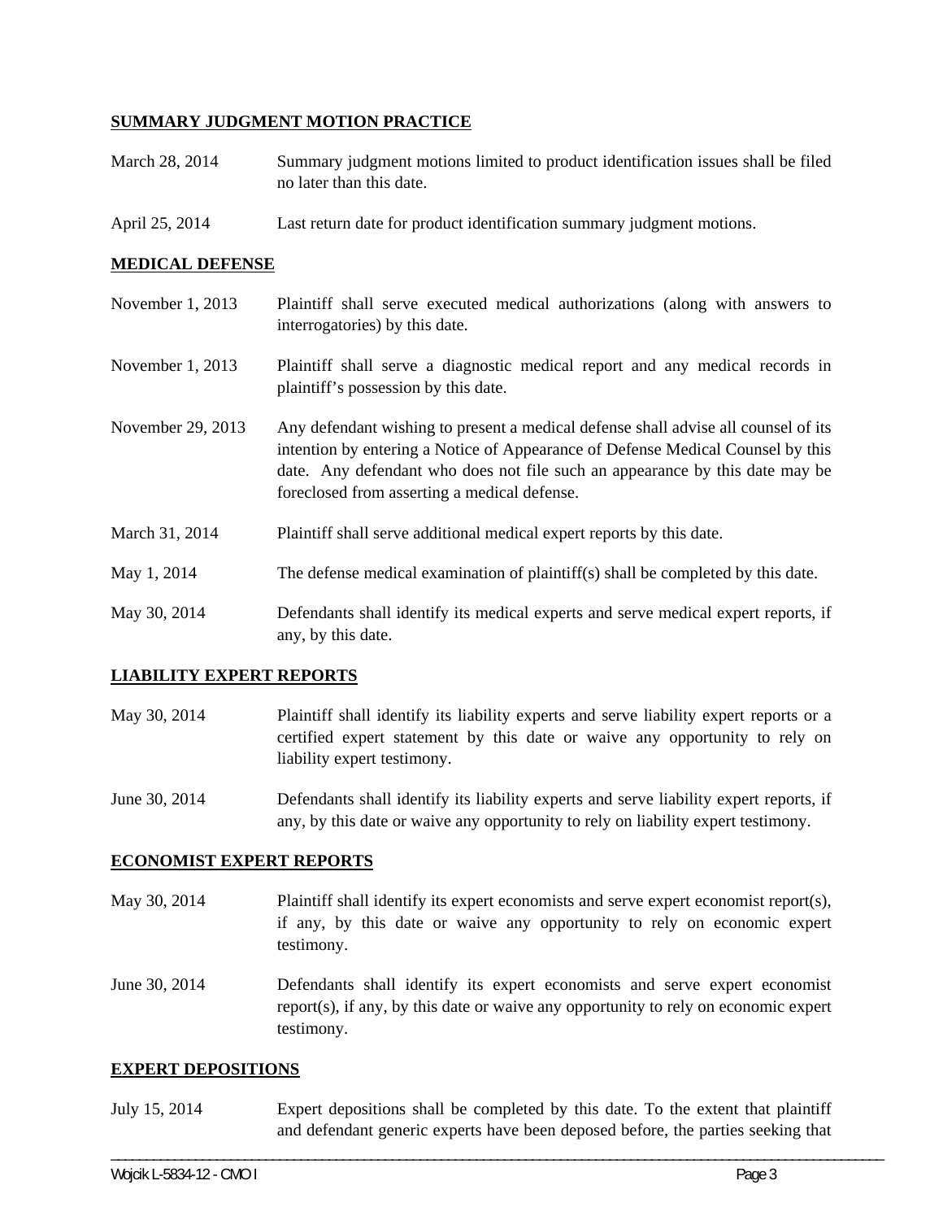## SUMMARY JUDGMENT MOTION PRACTICE

March 28, 2014 Summary judgment motions limited to product identification issues shall be filed no later than this date.

April 25, 2014 Last return date for product identification summary judgment motions.

## MEDICAL DEFENSE

November 1, 2013 Plaintiff shall serve executed medical authorizations (along with answers to interrogatories) by this date.

November 1, 2013 Plaintiff shall serve a diagnostic medical report and any medical records in plaintiff's possession by this date.

November 29, 2013 Any defendant wishing to present a medical defense shall advise all counsel of its intention by entering a Notice of Appearance of Defense Medical Counsel by this date. Any defendant who does not file such an appearance by this date may be foreclosed from asserting a medical defense.

March 31, 2014 Plaintiff shall serve additional medical expert reports by this date.

May 1, 2014 The defense medical examination of plaintiff(s) shall be completed by this date.

May 30, 2014 Defendants shall identify its medical experts and serve medical expert reports, if any, by this date.

## LIABILITY EXPERT REPORTS

May 30, 2014 Plaintiff shall identify its liability experts and serve liability expert reports or a certified expert statement by this date or waive any opportunity to rely on liability expert testimony.

June 30, 2014 Defendants shall identify its liability experts and serve liability expert reports, if any, by this date or waive any opportunity to rely on liability expert testimony.

## ECONOMIST EXPERT REPORTS

May 30, 2014 Plaintiff shall identify its expert economists and serve expert economist report(s), if any, by this date or waive any opportunity to rely on economic expert testimony.

June 30, 2014 Defendants shall identify its expert economists and serve expert economist report(s), if any, by this date or waive any opportunity to rely on economic expert testimony.

## EXPERT DEPOSITIONS

July 15, 2014 Expert depositions shall be completed by this date. To the extent that plaintiff and defendant generic experts have been deposed before, the parties seeking that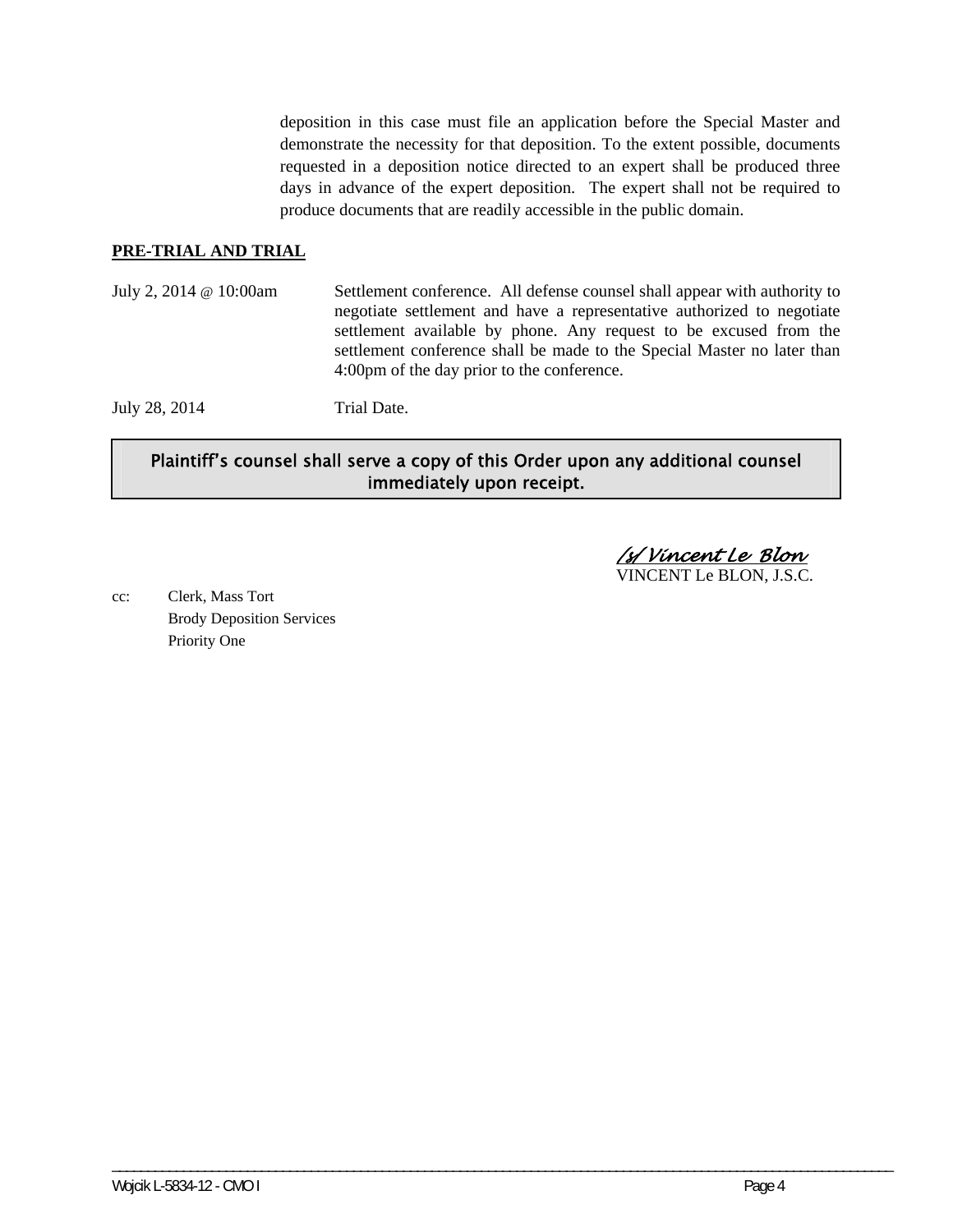deposition in this case must file an application before the Special Master and demonstrate the necessity for that deposition. To the extent possible, documents requested in a deposition notice directed to an expert shall be produced three days in advance of the expert deposition. The expert shall not be required to produce documents that are readily accessible in the public domain.

**PRE-TRIAL AND TRIAL**

| | |
|---|---|
| July 2, 2014 @ 10:00am | Settlement conference. All defense counsel shall appear with authority to negotiate settlement and have a representative authorized to negotiate settlement available by phone. Any request to be excused from the settlement conference shall be made to the Special Master no later than 4:00pm of the day prior to the conference. |
| July 28, 2014 | Trial Date. |

**Plaintiff's counsel shall serve a copy of this Order upon any additional counsel immediately upon receipt.**

*/s/ Vincent Le Blon*
VINCENT Le BLON, J.S.C.

cc: Clerk, Mass Tort
Brody Deposition Services
Priority One